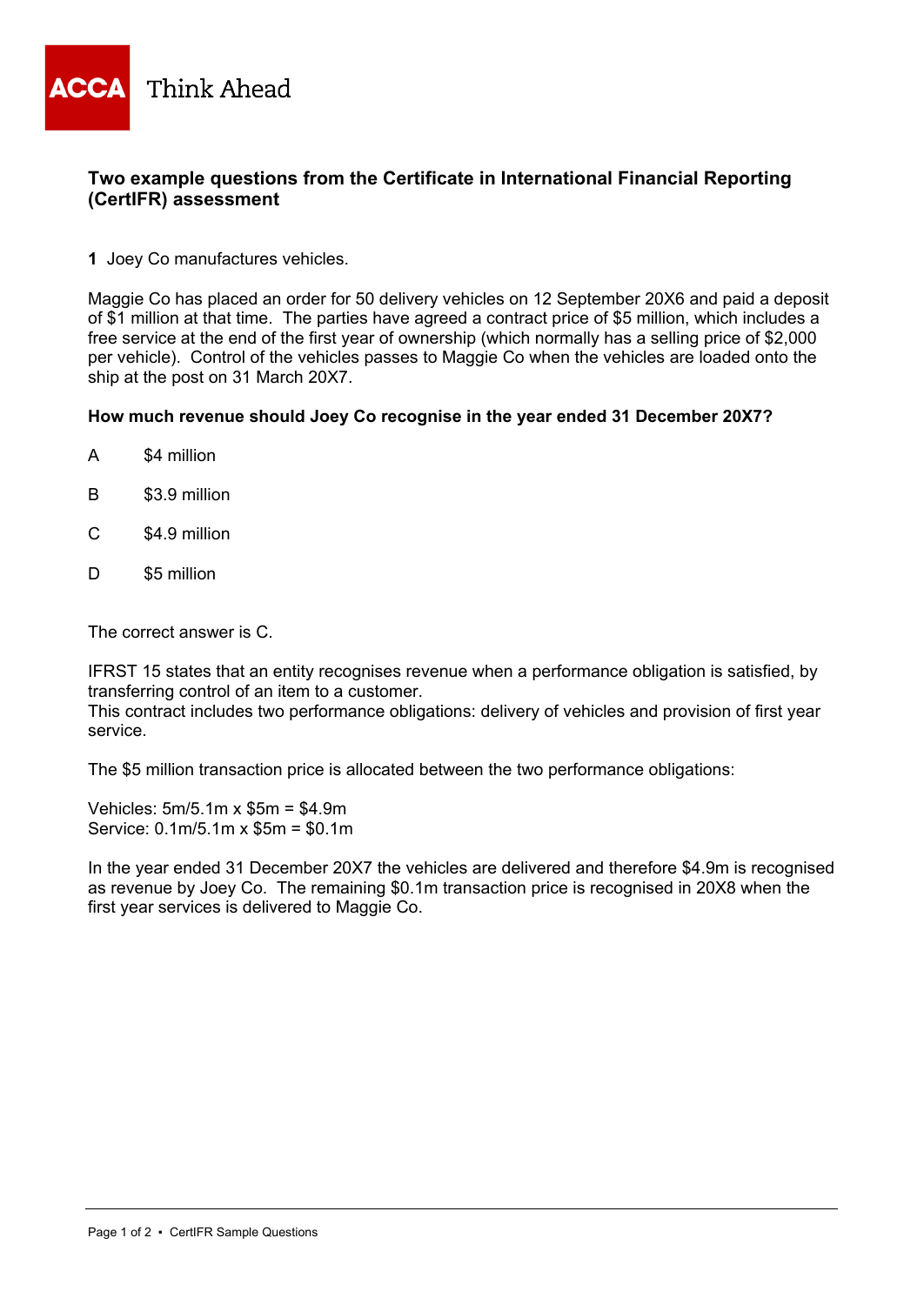**Two example questions from the Certificate in International Financial Reporting (CertIFR) assessment**

**1** Joey Co manufactures vehicles.

Maggie Co has placed an order for 50 delivery vehicles on 12 September 20X6 and paid a deposit of $1 million at that time. The parties have agreed a contract price of $5 million, which includes a free service at the end of the first year of ownership (which normally has a selling price of $2,000 per vehicle). Control of the vehicles passes to Maggie Co when the vehicles are loaded onto the ship at the post on 31 March 20X7.

**How much revenue should Joey Co recognise in the year ended 31 December 20X7?**

A $4 million

B $3.9 million

C $4.9 million

D $5 million

The correct answer is C.

IFRST 15 states that an entity recognises revenue when a performance obligation is satisfied, by transferring control of an item to a customer.
This contract includes two performance obligations: delivery of vehicles and provision of first year service.

The $5 million transaction price is allocated between the two performance obligations:

Vehicles: 5m/5.1m x $5m = $4.9m
Service: 0.1m/5.1m x $5m = $0.1m

In the year ended 31 December 20X7 the vehicles are delivered and therefore $4.9m is recognised as revenue by Joey Co. The remaining $0.1m transaction price is recognised in 20X8 when the first year services is delivered to Maggie Co.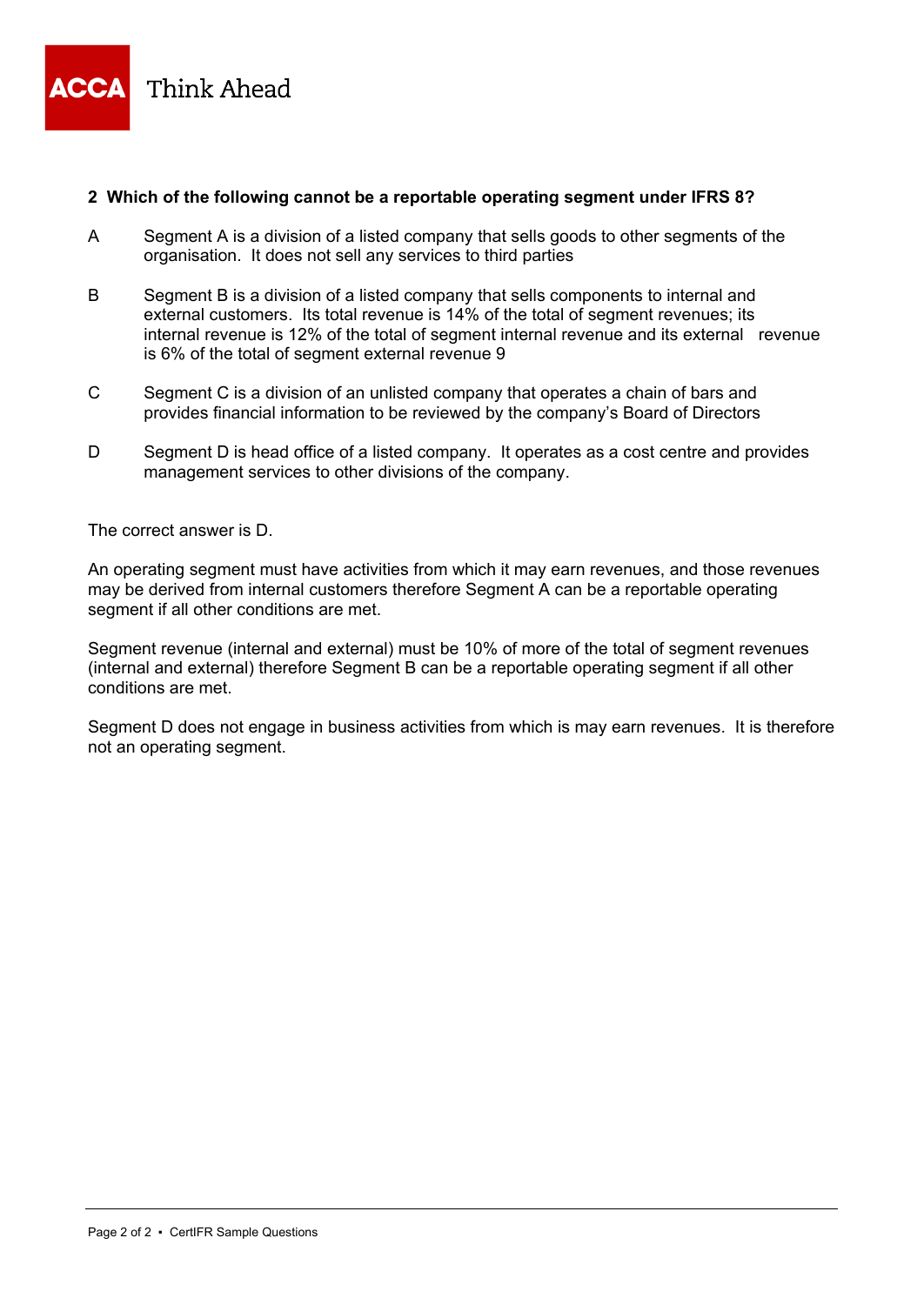**2 Which of the following cannot be a reportable operating segment under IFRS 8?**

A Segment A is a division of a listed company that sells goods to other segments of the organisation. It does not sell any services to third parties

B Segment B is a division of a listed company that sells components to internal and external customers. Its total revenue is 14% of the total of segment revenues; its internal revenue is 12% of the total of segment internal revenue and its external revenue is 6% of the total of segment external revenue 9

C Segment C is a division of an unlisted company that operates a chain of bars and provides financial information to be reviewed by the company's Board of Directors

D Segment D is head office of a listed company. It operates as a cost centre and provides management services to other divisions of the company.

The correct answer is D.

An operating segment must have activities from which it may earn revenues, and those revenues may be derived from internal customers therefore Segment A can be a reportable operating segment if all other conditions are met.

Segment revenue (internal and external) must be 10% of more of the total of segment revenues (internal and external) therefore Segment B can be a reportable operating segment if all other conditions are met.

Segment D does not engage in business activities from which is may earn revenues. It is therefore not an operating segment.